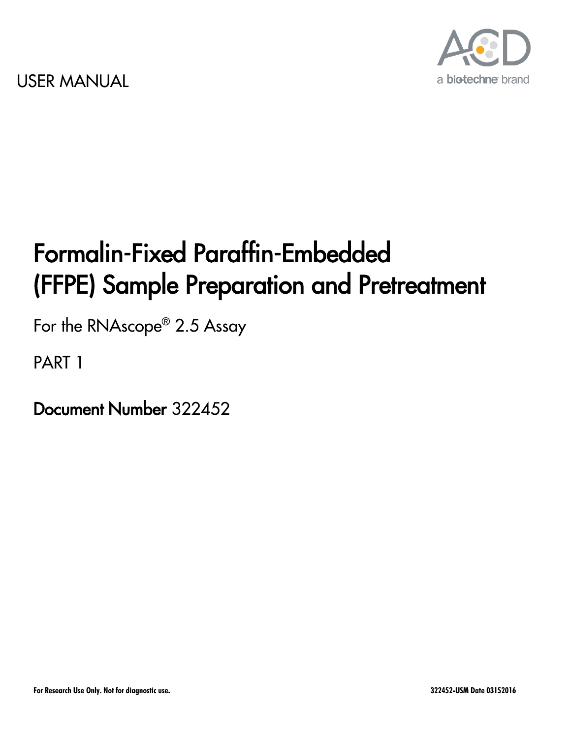USER MANUAL

a bio-techne brand

# Formalin-Fixed Paraffin-Embedded (FFPE) Sample Preparation and Pretreatment

For the RNAscope® 2.5 Assay

PART 1

**Document Number** 322452

**For Research Use Only. Not for diagnostic use.**

**322452-USM Date 03152016**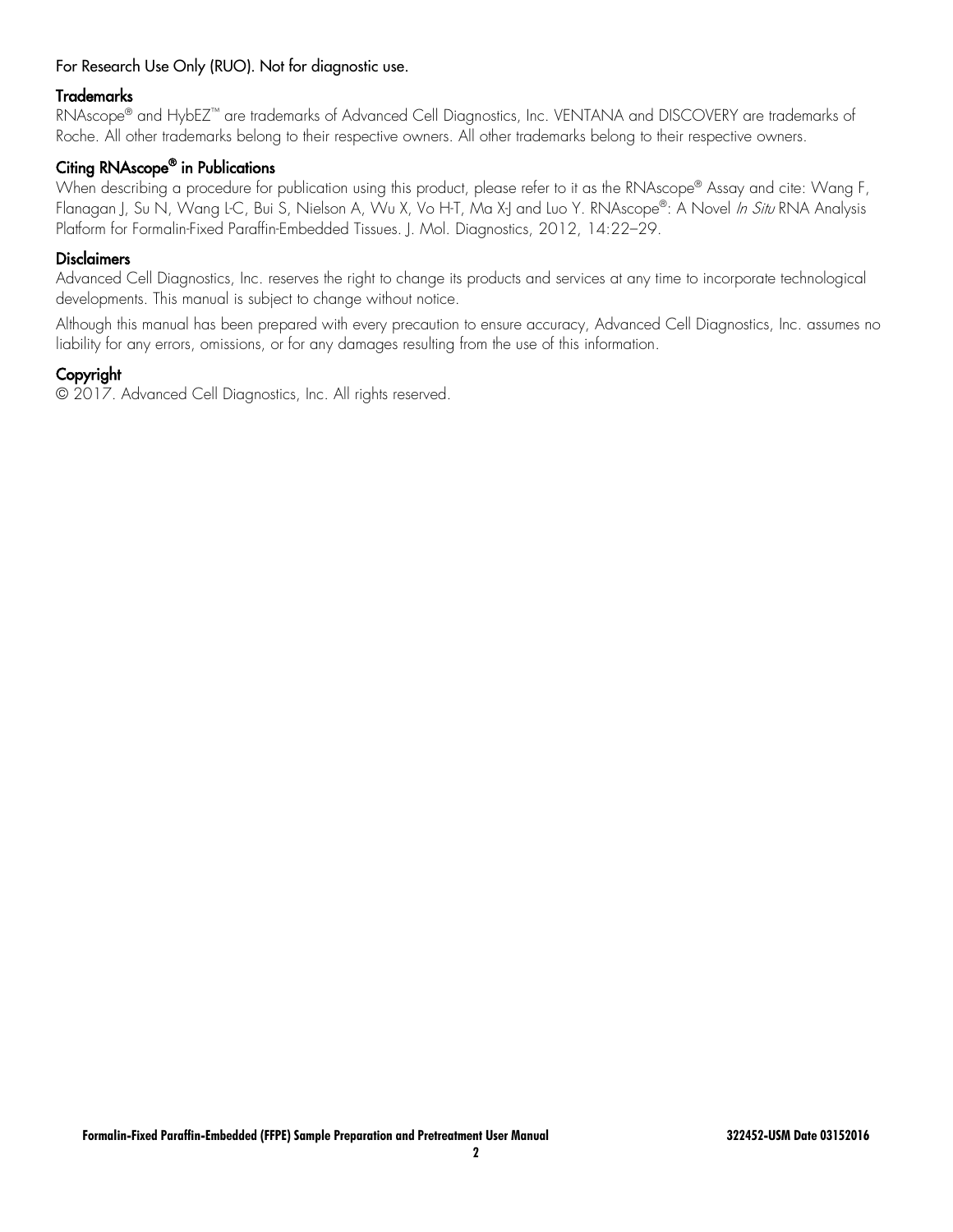For Research Use Only (RUO). Not for diagnostic use.

## Trademarks

RNAscope® and HybEZ™ are trademarks of Advanced Cell Diagnostics, Inc. VENTANA and DISCOVERY are trademarks of Roche. All other trademarks belong to their respective owners. All other trademarks belong to their respective owners.

## Citing RNAscope® in Publications

When describing a procedure for publication using this product, please refer to it as the RNAscope® Assay and cite: Wang F, Flanagan J, Su N, Wang L-C, Bui S, Nielson A, Wu X, Vo H-T, Ma X-J and Luo Y. RNAscope®: A Novel *In Situ* RNA Analysis Platform for Formalin-Fixed Paraffin-Embedded Tissues. J. Mol. Diagnostics, 2012, 14:22–29.

## Disclaimers

Advanced Cell Diagnostics, Inc. reserves the right to change its products and services at any time to incorporate technological developments. This manual is subject to change without notice.

Although this manual has been prepared with every precaution to ensure accuracy, Advanced Cell Diagnostics, Inc. assumes no liability for any errors, omissions, or for any damages resulting from the use of this information.

## Copyright

© 2017. Advanced Cell Diagnostics, Inc. All rights reserved.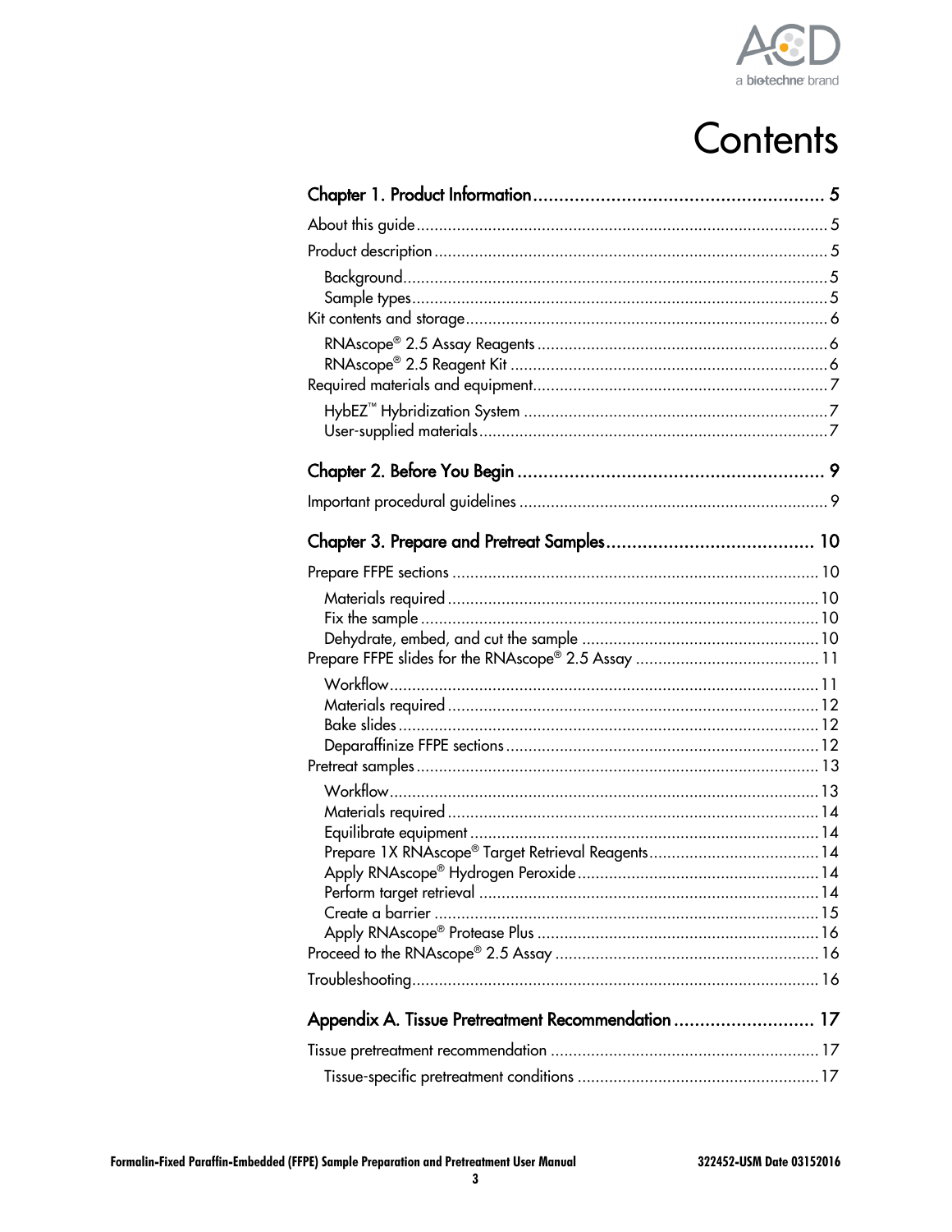# Contents

**Chapter 1. Product Information** .......................................................... 5

About this guide ................................................................................... 5

Product description ............................................................................... 5

- Background ........................................................................................ 5
- Sample types ...................................................................................... 5

Kit contents and storage ......................................................................... 6

- RNAscope® 2.5 Assay Reagents .......................................................... 6
- RNAscope® 2.5 Reagent Kit ................................................................ 6

Required materials and equipment .......................................................... 7

- HybEZ™ Hybridization System ............................................................ 7
- User-supplied materials ....................................................................... 7

**Chapter 2. Before You Begin** .............................................................. 9

Important procedural guidelines ............................................................. 9

**Chapter 3. Prepare and Pretreat Samples** ........................................ 10

Prepare FFPE sections ........................................................................... 10

- Materials required ............................................................................. 10
- Fix the sample .................................................................................. 10
- Dehydrate, embed, and cut the sample ............................................... 10

Prepare FFPE slides for the RNAscope® 2.5 Assay .................................. 11

- Workflow ........................................................................................... 11
- Materials required ............................................................................. 12
- Bake slides ........................................................................................ 12
- Deparaffinize FFPE sections ............................................................... 12

Pretreat samples ................................................................................... 13

- Workflow ........................................................................................... 13
- Materials required ............................................................................. 14
- Equilibrate equipment ....................................................................... 14
- Prepare 1X RNAscope® Target Retrieval Reagents ............................... 14
- Apply RNAscope® Hydrogen Peroxide ................................................. 14
- Perform target retrieval ..................................................................... 14
- Create a barrier ................................................................................. 15
- Apply RNAscope® Protease Plus ......................................................... 16

Proceed to the RNAscope® 2.5 Assay ..................................................... 16

Troubleshooting .................................................................................... 16

**Appendix A. Tissue Pretreatment Recommendation** ........................... 17

Tissue pretreatment recommendation ..................................................... 17

- Tissue-specific pretreatment conditions ............................................... 17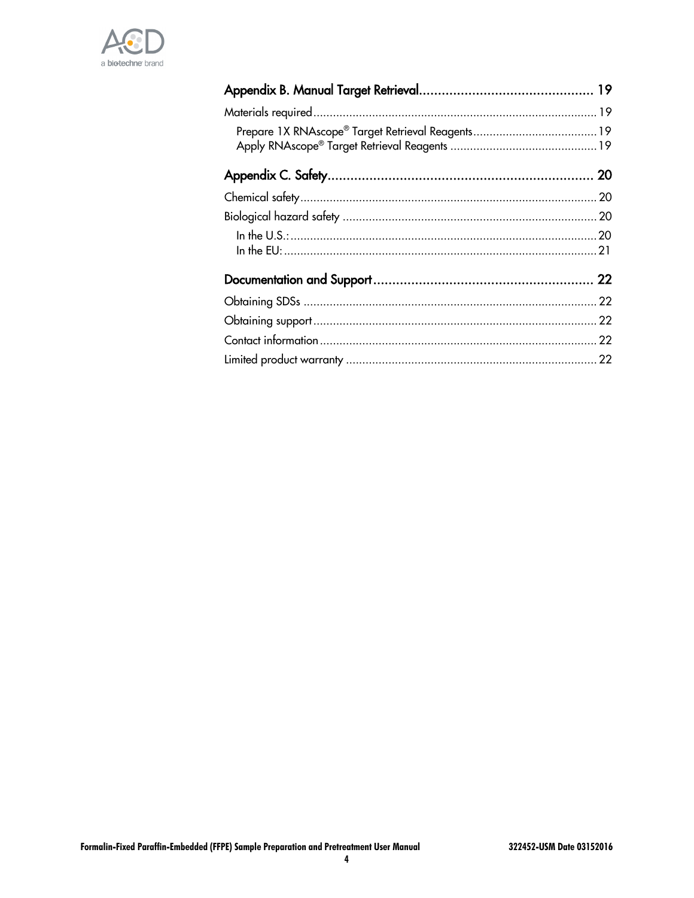Appendix B. Manual Target Retrieval ............................................. 19

Materials required ........................................................................................ 19

Prepare 1X RNAscope® Target Retrieval Reagents ...................................... 19
Apply RNAscope® Target Retrieval Reagents ............................................ 19

Appendix C. Safety ..................................................................... 20

Chemical safety ............................................................................................ 20

Biological hazard safety ................................................................................ 20

In the U.S.: .................................................................................................. 20
In the EU: .................................................................................................... 21

Documentation and Support ......................................................... 22

Obtaining SDSs ............................................................................................ 22

Obtaining support ......................................................................................... 22

Contact information ....................................................................................... 22

Limited product warranty ............................................................................... 22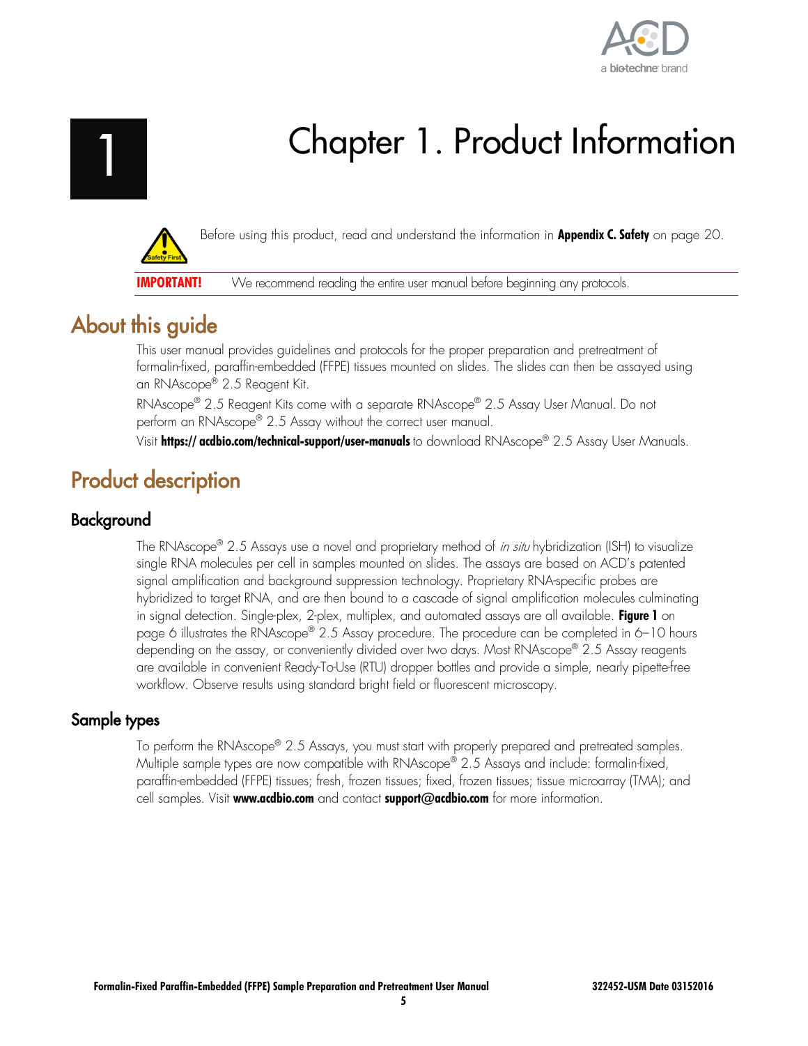# Chapter 1. Product Information

Before using this product, read and understand the information in **Appendix C. Safety** on page 20.

**IMPORTANT!** We recommend reading the entire user manual before beginning any protocols.

## About this guide

This user manual provides guidelines and protocols for the proper preparation and pretreatment of formalin-fixed, paraffin-embedded (FFPE) tissues mounted on slides. The slides can then be assayed using an RNAscope® 2.5 Reagent Kit.

RNAscope® 2.5 Reagent Kits come with a separate RNAscope® 2.5 Assay User Manual. Do not perform an RNAscope® 2.5 Assay without the correct user manual.

Visit **https:// acdbio.com/technical-support/user-manuals** to download RNAscope® 2.5 Assay User Manuals.

## Product description

### Background

The RNAscope® 2.5 Assays use a novel and proprietary method of *in situ* hybridization (ISH) to visualize single RNA molecules per cell in samples mounted on slides. The assays are based on ACD's patented signal amplification and background suppression technology. Proprietary RNA-specific probes are hybridized to target RNA, and are then bound to a cascade of signal amplification molecules culminating in signal detection. Single-plex, 2-plex, multiplex, and automated assays are all available. **Figure 1** on page 6 illustrates the RNAscope® 2.5 Assay procedure. The procedure can be completed in 6–10 hours depending on the assay, or conveniently divided over two days. Most RNAscope® 2.5 Assay reagents are available in convenient Ready-To-Use (RTU) dropper bottles and provide a simple, nearly pipette-free workflow. Observe results using standard bright field or fluorescent microscopy.

### Sample types

To perform the RNAscope® 2.5 Assays, you must start with properly prepared and pretreated samples. Multiple sample types are now compatible with RNAscope® 2.5 Assays and include: formalin-fixed, paraffin-embedded (FFPE) tissues; fresh, frozen tissues; fixed, frozen tissues; tissue microarray (TMA); and cell samples. Visit **www.acdbio.com** and contact **support@acdbio.com** for more information.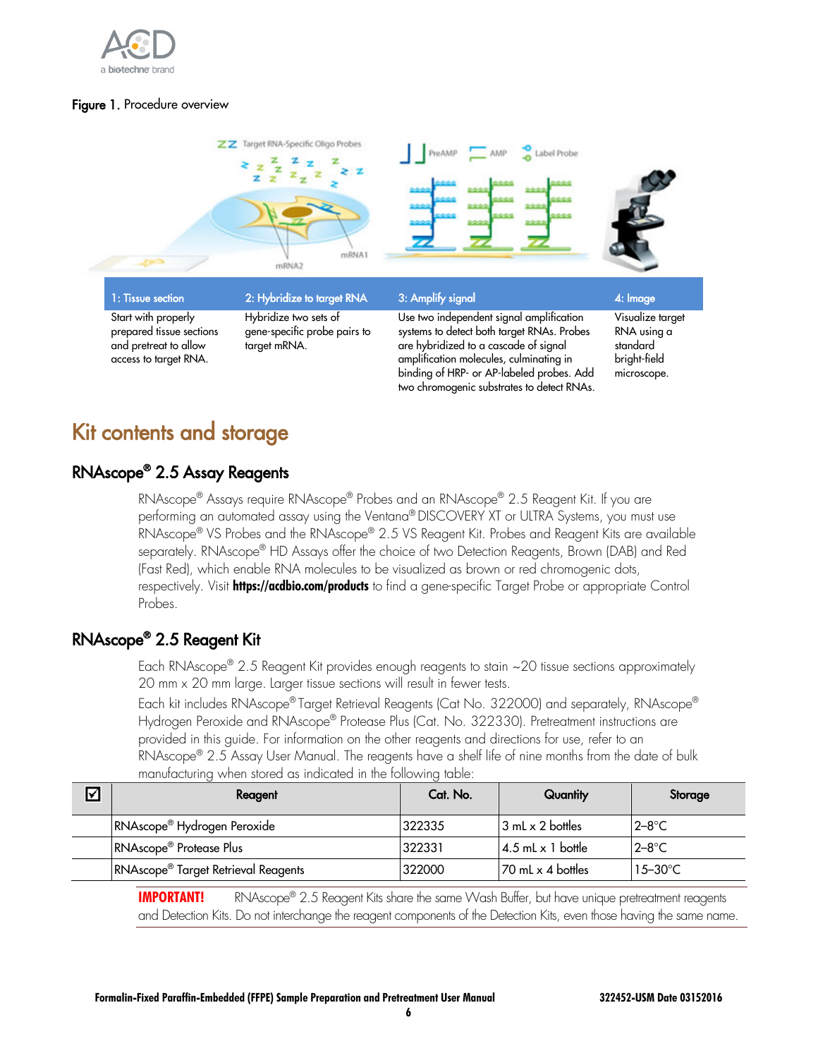**Figure 1.** Procedure overview

| 1: Tissue section | 2: Hybridize to target RNA | 3: Amplify signal | 4: Image |
|---|---|---|---|
| Start with properly prepared tissue sections and pretreat to allow access to target RNA. | Hybridize two sets of gene-specific probe pairs to target mRNA. | Use two independent signal amplification systems to detect both target RNAs. Probes are hybridized to a cascade of signal amplification molecules, culminating in binding of HRP- or AP-labeled probes. Add two chromogenic substrates to detect RNAs. | Visualize target RNA using a standard bright-field microscope. |

# Kit contents and storage

## RNAscope® 2.5 Assay Reagents

RNAscope® Assays require RNAscope® Probes and an RNAscope® 2.5 Reagent Kit. If you are performing an automated assay using the Ventana® DISCOVERY XT or ULTRA Systems, you must use RNAscope® VS Probes and the RNAscope® 2.5 VS Reagent Kit. Probes and Reagent Kits are available separately. RNAscope® HD Assays offer the choice of two Detection Reagents, Brown (DAB) and Red (Fast Red), which enable RNA molecules to be visualized as brown or red chromogenic dots, respectively. Visit **https://acdbio.com/products** to find a gene-specific Target Probe or appropriate Control Probes.

## RNAscope® 2.5 Reagent Kit

Each RNAscope® 2.5 Reagent Kit provides enough reagents to stain ~20 tissue sections approximately 20 mm x 20 mm large. Larger tissue sections will result in fewer tests.

Each kit includes RNAscope® Target Retrieval Reagents (Cat No. 322000) and separately, RNAscope® Hydrogen Peroxide and RNAscope® Protease Plus (Cat. No. 322330). Pretreatment instructions are provided in this guide. For information on the other reagents and directions for use, refer to an RNAscope® 2.5 Assay User Manual. The reagents have a shelf life of nine months from the date of bulk manufacturing when stored as indicated in the following table:

| ☑ | Reagent | Cat. No. | Quantity | Storage |
|---|---|---|---|---|
| | RNAscope® Hydrogen Peroxide | 322335 | 3 mL x 2 bottles | 2–8°C |
| | RNAscope® Protease Plus | 322331 | 4.5 mL x 1 bottle | 2–8°C |
| | RNAscope® Target Retrieval Reagents | 322000 | 70 mL x 4 bottles | 15–30°C |

**IMPORTANT!** RNAscope® 2.5 Reagent Kits share the same Wash Buffer, but have unique pretreatment reagents and Detection Kits. Do not interchange the reagent components of the Detection Kits, even those having the same name.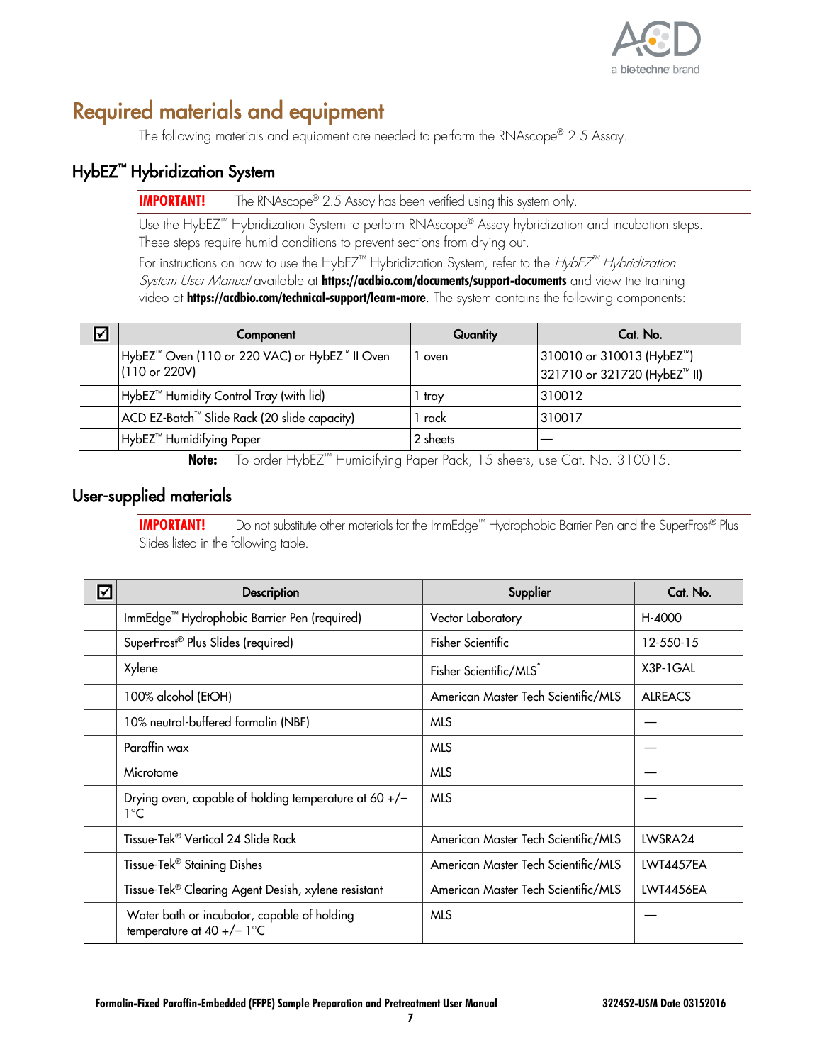# Required materials and equipment

The following materials and equipment are needed to perform the RNAscope® 2.5 Assay.

## HybEZ™ Hybridization System

**IMPORTANT!** The RNAscope® 2.5 Assay has been verified using this system only.

Use the HybEZ™ Hybridization System to perform RNAscope® Assay hybridization and incubation steps. These steps require humid conditions to prevent sections from drying out.

For instructions on how to use the HybEZ™ Hybridization System, refer to the *HybEZ™ Hybridization System User Manual* available at **https://acdbio.com/documents/support-documents** and view the training video at **https://acdbio.com/technical-support/learn-more**. The system contains the following components:

| ☑ | Component | Quantity | Cat. No. |
|---|---|---|---|
| | HybEZ™ Oven (110 or 220 VAC) or HybEZ™ II Oven (110 or 220V) | 1 oven | 310010 or 310013 (HybEZ™)<br>321710 or 321720 (HybEZ™ II) |
| | HybEZ™ Humidity Control Tray (with lid) | 1 tray | 310012 |
| | ACD EZ-Batch™ Slide Rack (20 slide capacity) | 1 rack | 310017 |
| | HybEZ™ Humidifying Paper | 2 sheets | — |

**Note:** To order HybEZ™ Humidifying Paper Pack, 15 sheets, use Cat. No. 310015.

## User-supplied materials

**IMPORTANT!** Do not substitute other materials for the ImmEdge™ Hydrophobic Barrier Pen and the SuperFrost® Plus Slides listed in the following table.

| ☑ | Description | Supplier | Cat. No. |
|---|---|---|---|
| | ImmEdge™ Hydrophobic Barrier Pen (required) | Vector Laboratory | H-4000 |
| | SuperFrost® Plus Slides (required) | Fisher Scientific | 12-550-15 |
| | Xylene | Fisher Scientific/MLS* | X3P-1GAL |
| | 100% alcohol (EtOH) | American Master Tech Scientific/MLS | ALREACS |
| | 10% neutral-buffered formalin (NBF) | MLS | — |
| | Paraffin wax | MLS | — |
| | Microtome | MLS | — |
| | Drying oven, capable of holding temperature at 60 +/– 1°C | MLS | — |
| | Tissue-Tek® Vertical 24 Slide Rack | American Master Tech Scientific/MLS | LWSRA24 |
| | Tissue-Tek® Staining Dishes | American Master Tech Scientific/MLS | LWT4457EA |
| | Tissue-Tek® Clearing Agent Desish, xylene resistant | American Master Tech Scientific/MLS | LWT4456EA |
| | Water bath or incubator, capable of holding temperature at 40 +/– 1°C | MLS | — |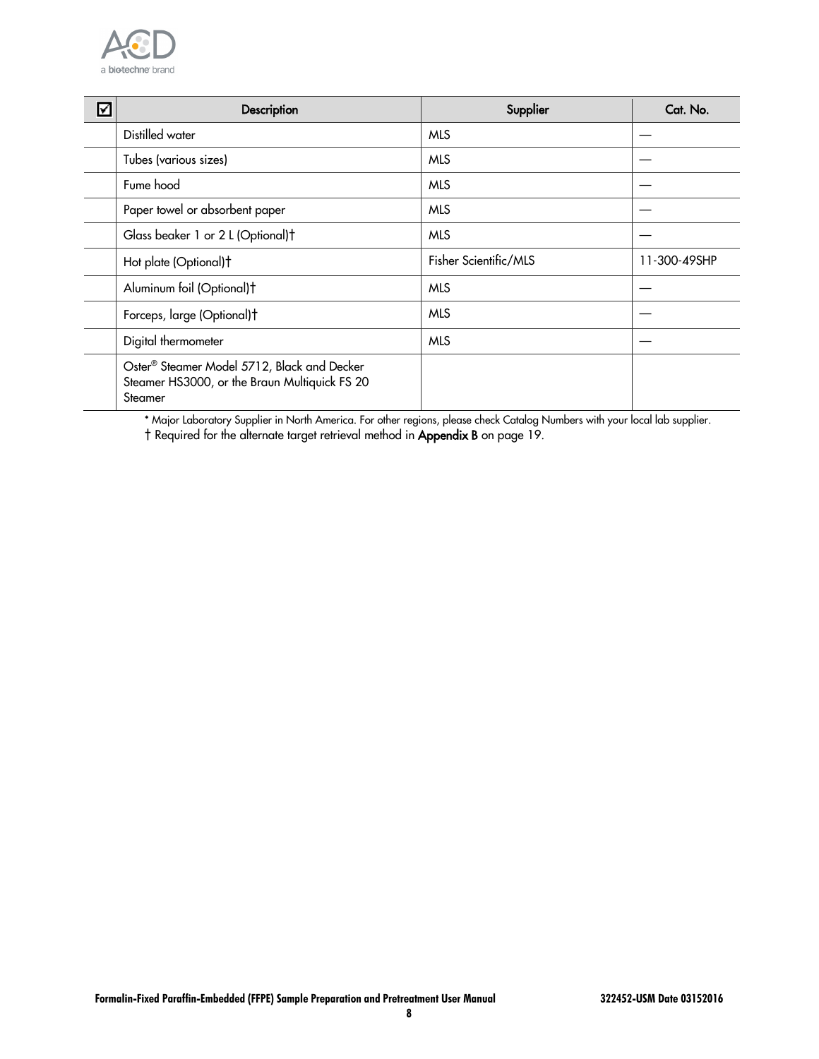| ☑ | Description | Supplier | Cat. No. |
| --- | --- | --- | --- |
| | Distilled water | MLS | — |
| | Tubes (various sizes) | MLS | — |
| | Fume hood | MLS | — |
| | Paper towel or absorbent paper | MLS | — |
| | Glass beaker 1 or 2 L (Optional)† | MLS | — |
| | Hot plate (Optional)† | Fisher Scientific/MLS | 11-300-49SHP |
| | Aluminum foil (Optional)† | MLS | — |
| | Forceps, large (Optional)† | MLS | — |
| | Digital thermometer | MLS | — |
| | Oster® Steamer Model 5712, Black and Decker Steamer HS3000, or the Braun Multiquick FS 20 Steamer | | |

* Major Laboratory Supplier in North America. For other regions, please check Catalog Numbers with your local lab supplier.

† Required for the alternate target retrieval method in **Appendix B** on page 19.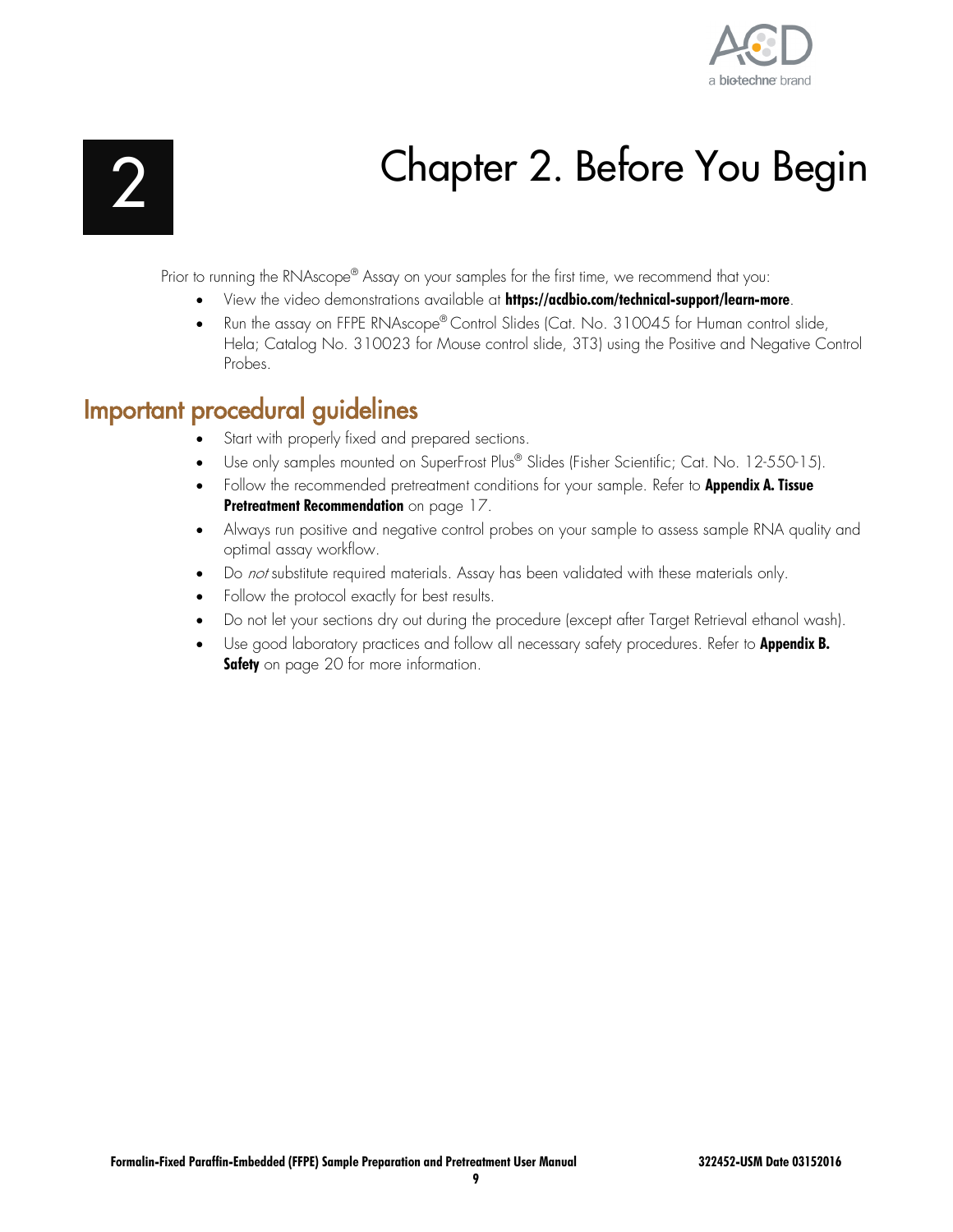# Chapter 2. Before You Begin

Prior to running the RNAscope® Assay on your samples for the first time, we recommend that you:

- View the video demonstrations available at **https://acdbio.com/technical-support/learn-more**.
- Run the assay on FFPE RNAscope® Control Slides (Cat. No. 310045 for Human control slide, Hela; Catalog No. 310023 for Mouse control slide, 3T3) using the Positive and Negative Control Probes.

## Important procedural guidelines

- Start with properly fixed and prepared sections.
- Use only samples mounted on SuperFrost Plus® Slides (Fisher Scientific; Cat. No. 12-550-15).
- Follow the recommended pretreatment conditions for your sample. Refer to **Appendix A. Tissue Pretreatment Recommendation** on page 17.
- Always run positive and negative control probes on your sample to assess sample RNA quality and optimal assay workflow.
- Do *not* substitute required materials. Assay has been validated with these materials only.
- Follow the protocol exactly for best results.
- Do not let your sections dry out during the procedure (except after Target Retrieval ethanol wash).
- Use good laboratory practices and follow all necessary safety procedures. Refer to **Appendix B. Safety** on page 20 for more information.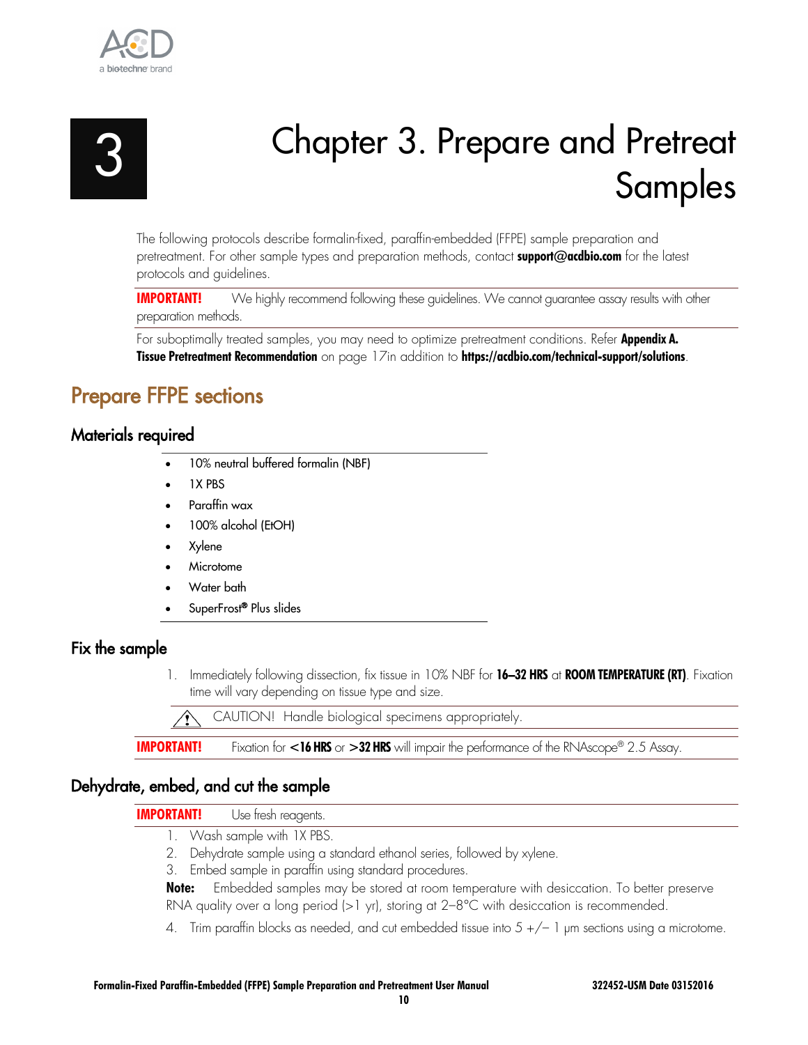# Chapter 3. Prepare and Pretreat Samples

The following protocols describe formalin-fixed, paraffin-embedded (FFPE) sample preparation and pretreatment. For other sample types and preparation methods, contact **support@acdbio.com** for the latest protocols and guidelines.

**IMPORTANT!** We highly recommend following these guidelines. We cannot guarantee assay results with other preparation methods.

For suboptimally treated samples, you may need to optimize pretreatment conditions. Refer **Appendix A. Tissue Pretreatment Recommendation** on page 17in addition to **https://acdbio.com/technical-support/solutions**.

## Prepare FFPE sections

### Materials required

- 10% neutral buffered formalin (NBF)
- 1X PBS
- Paraffin wax
- 100% alcohol (EtOH)
- Xylene
- Microtome
- Water bath
- SuperFrost® Plus slides

### Fix the sample

1. Immediately following dissection, fix tissue in 10% NBF for **16–32 HRS** at **ROOM TEMPERATURE (RT)**. Fixation time will vary depending on tissue type and size.

   CAUTION! Handle biological specimens appropriately.

**IMPORTANT!** Fixation for **<16 HRS** or **>32 HRS** will impair the performance of the RNAscope® 2.5 Assay.

### Dehydrate, embed, and cut the sample

**IMPORTANT!** Use fresh reagents.

1. Wash sample with 1X PBS.
2. Dehydrate sample using a standard ethanol series, followed by xylene.
3. Embed sample in paraffin using standard procedures.

**Note:** Embedded samples may be stored at room temperature with desiccation. To better preserve RNA quality over a long period (>1 yr), storing at 2–8°C with desiccation is recommended.

4. Trim paraffin blocks as needed, and cut embedded tissue into 5 +/− 1 µm sections using a microtome.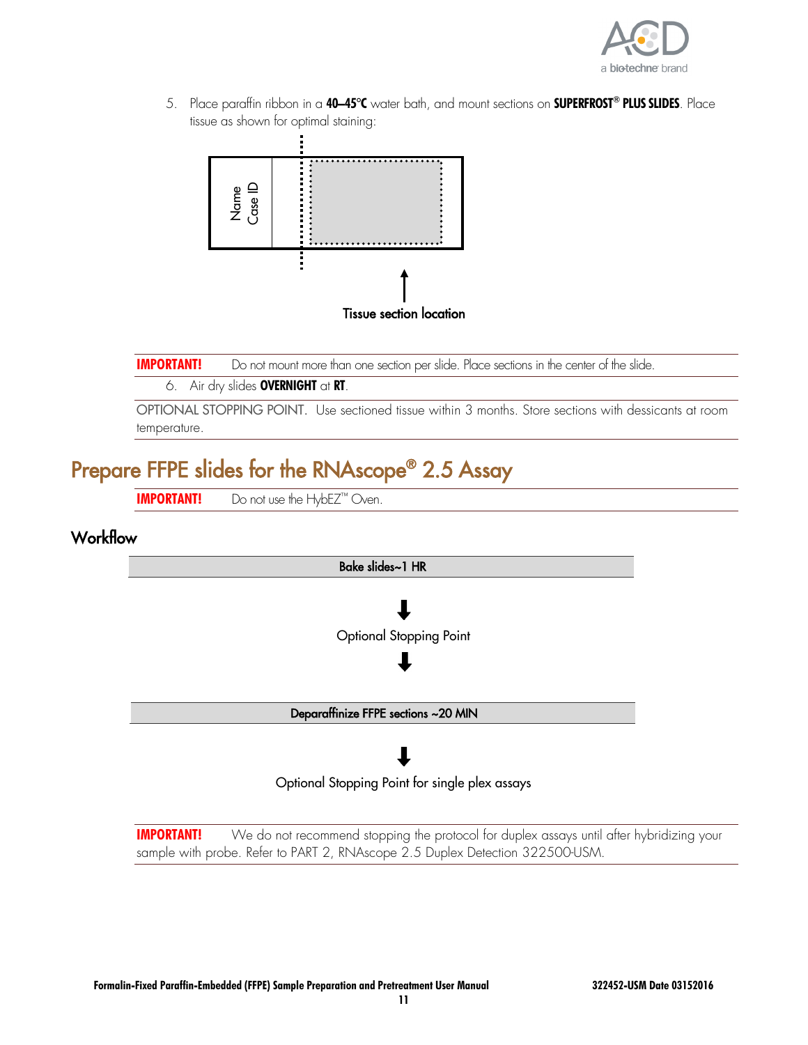5. Place paraffin ribbon in a **40–45°C** water bath, and mount sections on **SUPERFROST® PLUS SLIDES**. Place tissue as shown for optimal staining:

Name
Case ID

Tissue section location

**IMPORTANT!** Do not mount more than one section per slide. Place sections in the center of the slide.

6. Air dry slides **OVERNIGHT** at **RT**.

OPTIONAL STOPPING POINT. Use sectioned tissue within 3 months. Store sections with dessicants at room temperature.

# Prepare FFPE slides for the RNAscope® 2.5 Assay

**IMPORTANT!** Do not use the HybEZ™ Oven.

## Workflow

**Bake slides~1 HR**

↓

Optional Stopping Point

↓

**Deparaffinize FFPE sections ~20 MIN**

↓

Optional Stopping Point for single plex assays

**IMPORTANT!** We do not recommend stopping the protocol for duplex assays until after hybridizing your sample with probe. Refer to PART 2, RNAscope 2.5 Duplex Detection 322500-USM.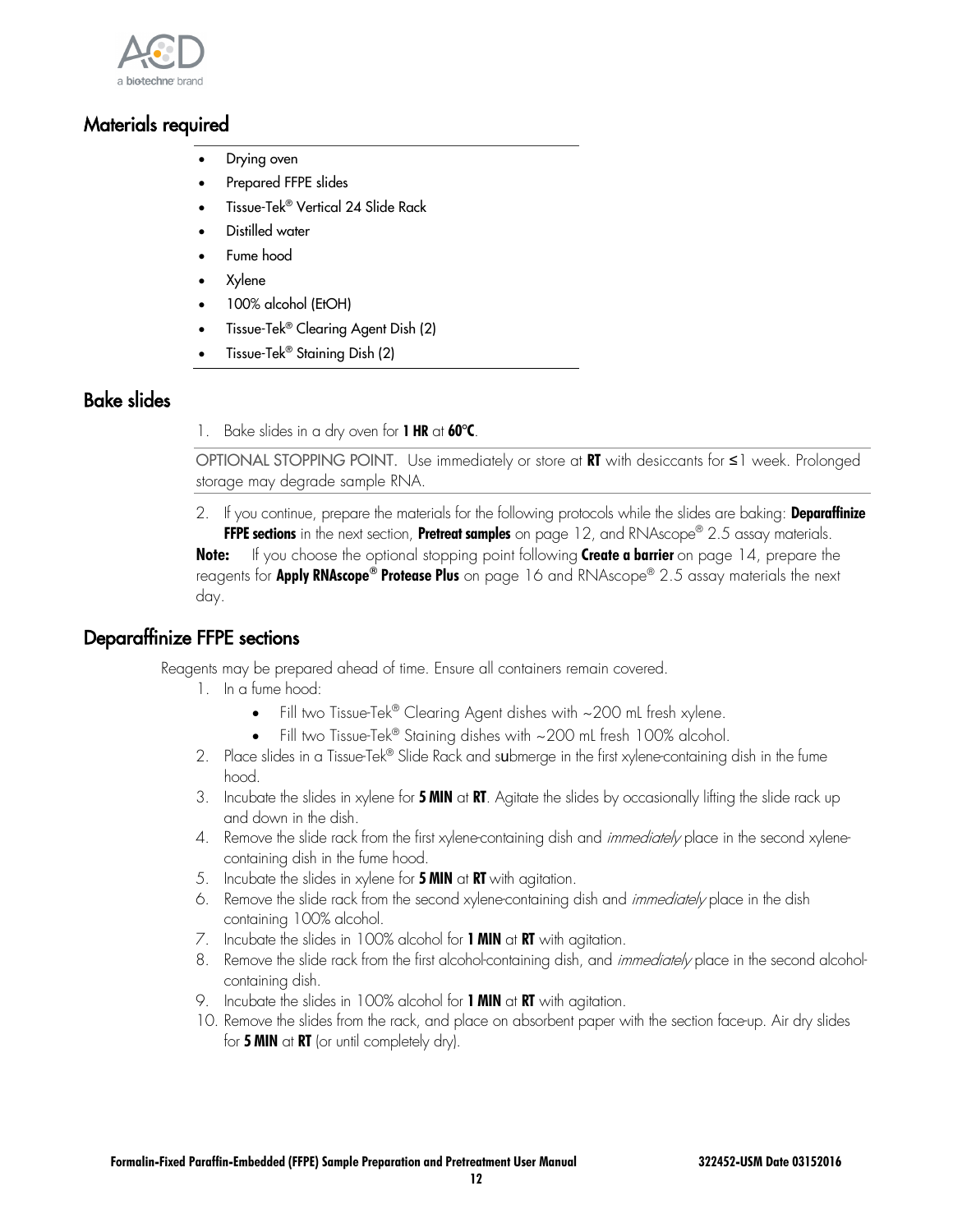## Materials required

- Drying oven
- Prepared FFPE slides
- Tissue-Tek® Vertical 24 Slide Rack
- Distilled water
- Fume hood
- Xylene
- 100% alcohol (EtOH)
- Tissue-Tek® Clearing Agent Dish (2)
- Tissue-Tek® Staining Dish (2)

## Bake slides

1. Bake slides in a dry oven for **1 HR** at **60°C**.

OPTIONAL STOPPING POINT. Use immediately or store at **RT** with desiccants for ≤1 week. Prolonged storage may degrade sample RNA.

2. If you continue, prepare the materials for the following protocols while the slides are baking: **Deparaffinize FFPE sections** in the next section, **Pretreat samples** on page 12, and RNAscope® 2.5 assay materials.

**Note:** If you choose the optional stopping point following **Create a barrier** on page 14, prepare the reagents for **Apply RNAscope® Protease Plus** on page 16 and RNAscope® 2.5 assay materials the next day.

## Deparaffinize FFPE sections

Reagents may be prepared ahead of time. Ensure all containers remain covered.

1. In a fume hood:
   - Fill two Tissue-Tek® Clearing Agent dishes with ~200 mL fresh xylene.
   - Fill two Tissue-Tek® Staining dishes with ~200 mL fresh 100% alcohol.
2. Place slides in a Tissue-Tek® Slide Rack and submerge in the first xylene-containing dish in the fume hood.
3. Incubate the slides in xylene for **5 MIN** at **RT**. Agitate the slides by occasionally lifting the slide rack up and down in the dish.
4. Remove the slide rack from the first xylene-containing dish and *immediately* place in the second xylene-containing dish in the fume hood.
5. Incubate the slides in xylene for **5 MIN** at **RT** with agitation.
6. Remove the slide rack from the second xylene-containing dish and *immediately* place in the dish containing 100% alcohol.
7. Incubate the slides in 100% alcohol for **1 MIN** at **RT** with agitation.
8. Remove the slide rack from the first alcohol-containing dish, and *immediately* place in the second alcohol-containing dish.
9. Incubate the slides in 100% alcohol for **1 MIN** at **RT** with agitation.
10. Remove the slides from the rack, and place on absorbent paper with the section face-up. Air dry slides for **5 MIN** at **RT** (or until completely dry).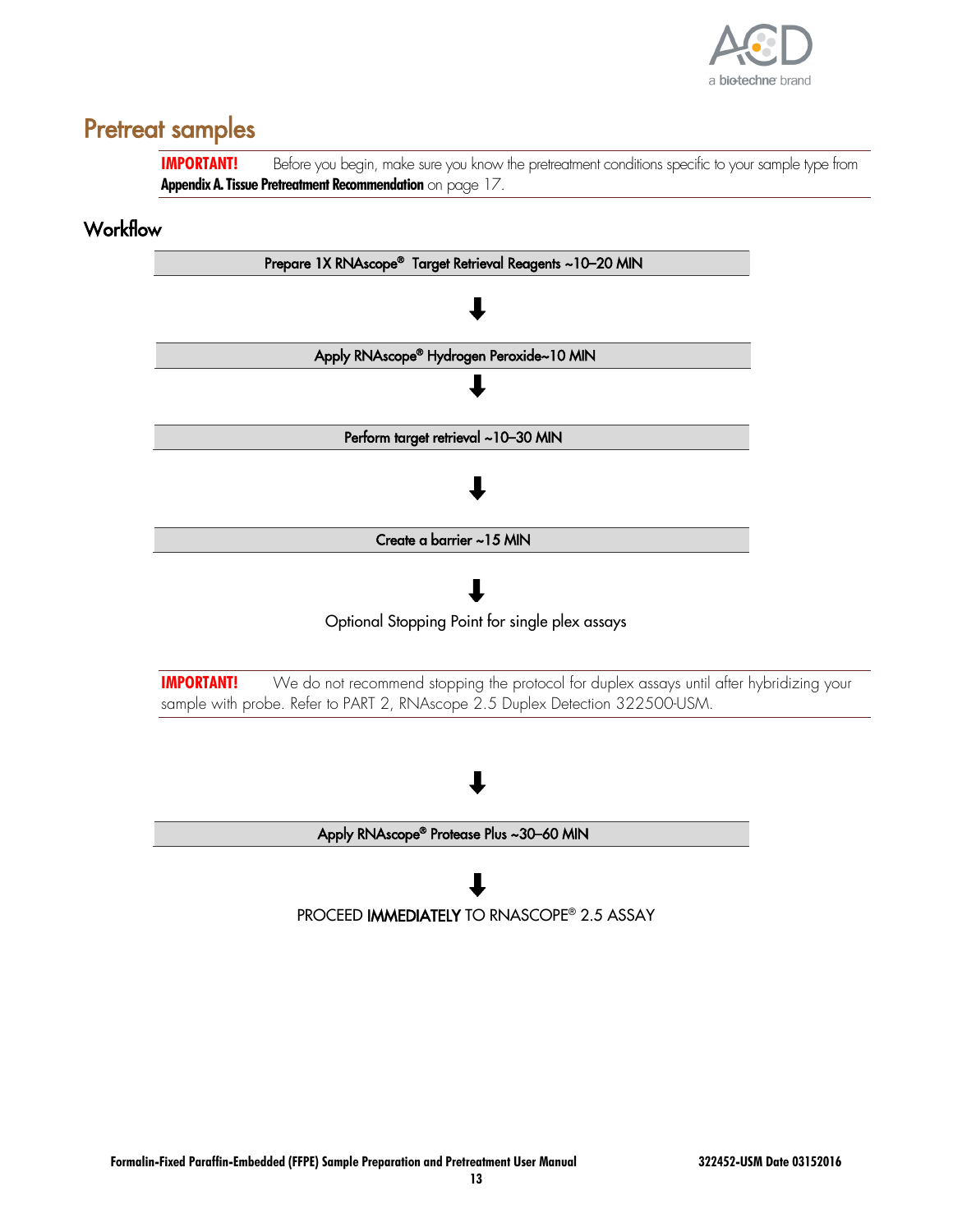# Pretreat samples

**IMPORTANT!** Before you begin, make sure you know the pretreatment conditions specific to your sample type from **Appendix A. Tissue Pretreatment Recommendation** on page 17.

## Workflow

**Prepare 1X RNAscope® Target Retrieval Reagents ~10–20 MIN**

⬇

**Apply RNAscope® Hydrogen Peroxide~10 MIN**

⬇

**Perform target retrieval ~10–30 MIN**

⬇

**Create a barrier ~15 MIN**

⬇

Optional Stopping Point for single plex assays

**IMPORTANT!** We do not recommend stopping the protocol for duplex assays until after hybridizing your sample with probe. Refer to PART 2, RNAscope 2.5 Duplex Detection 322500-USM.

⬇

**Apply RNAscope® Protease Plus ~30–60 MIN**

⬇

PROCEED **IMMEDIATELY** TO RNASCOPE® 2.5 ASSAY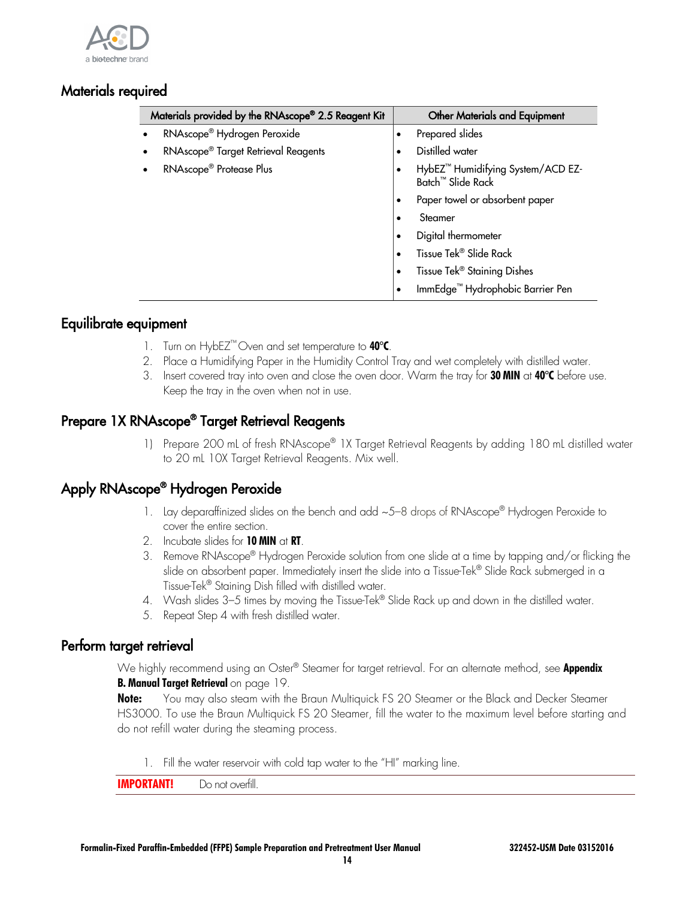## Materials required

| Materials provided by the RNAscope® 2.5 Reagent Kit | Other Materials and Equipment |
|---|---|
| • RNAscope® Hydrogen Peroxide | • Prepared slides |
| • RNAscope® Target Retrieval Reagents | • Distilled water |
| • RNAscope® Protease Plus | • HybEZ™ Humidifying System/ACD EZ-Batch™ Slide Rack |
| | • Paper towel or absorbent paper |
| | • Steamer |
| | • Digital thermometer |
| | • Tissue Tek® Slide Rack |
| | • Tissue Tek® Staining Dishes |
| | • ImmEdge™ Hydrophobic Barrier Pen |

## Equilibrate equipment

1. Turn on HybEZ™ Oven and set temperature to **40°C**.
2. Place a Humidifying Paper in the Humidity Control Tray and wet completely with distilled water.
3. Insert covered tray into oven and close the oven door. Warm the tray for **30 MIN** at **40°C** before use. Keep the tray in the oven when not in use.

## Prepare 1X RNAscope® Target Retrieval Reagents

1) Prepare 200 mL of fresh RNAscope® 1X Target Retrieval Reagents by adding 180 mL distilled water to 20 mL 10X Target Retrieval Reagents. Mix well.

## Apply RNAscope® Hydrogen Peroxide

1. Lay deparaffinized slides on the bench and add ~5–8 drops of RNAscope® Hydrogen Peroxide to cover the entire section.
2. Incubate slides for **10 MIN** at **RT**.
3. Remove RNAscope® Hydrogen Peroxide solution from one slide at a time by tapping and/or flicking the slide on absorbent paper. Immediately insert the slide into a Tissue-Tek® Slide Rack submerged in a Tissue-Tek® Staining Dish filled with distilled water.
4. Wash slides 3–5 times by moving the Tissue-Tek® Slide Rack up and down in the distilled water.
5. Repeat Step 4 with fresh distilled water.

## Perform target retrieval

We highly recommend using an Oster® Steamer for target retrieval. For an alternate method, see **Appendix B. Manual Target Retrieval** on page 19.

**Note:** You may also steam with the Braun Multiquick FS 20 Steamer or the Black and Decker Steamer HS3000. To use the Braun Multiquick FS 20 Steamer, fill the water to the maximum level before starting and do not refill water during the steaming process.

1. Fill the water reservoir with cold tap water to the "HI" marking line.

**IMPORTANT!** Do not overfill.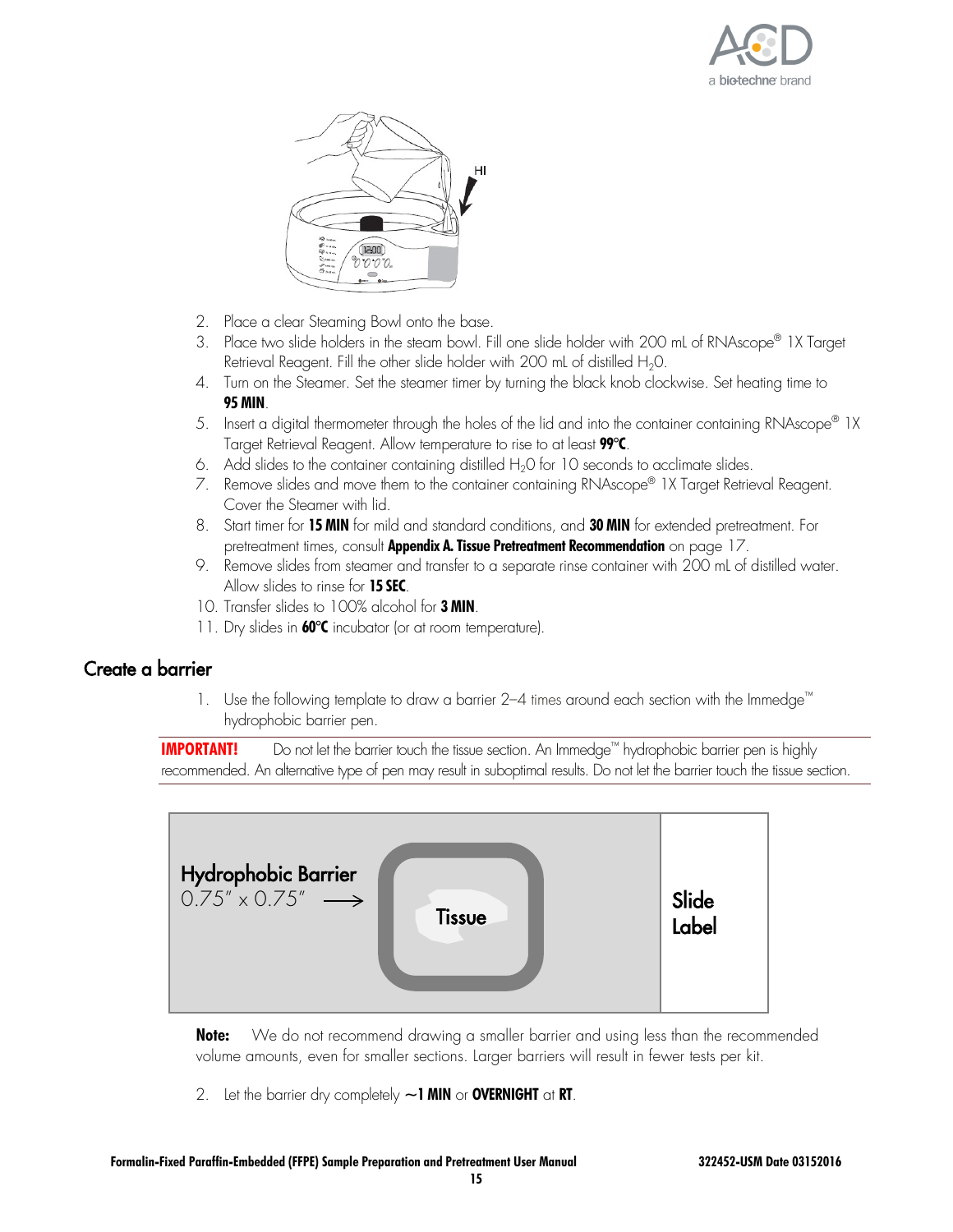2. Place a clear Steaming Bowl onto the base.
3. Place two slide holders in the steam bowl. Fill one slide holder with 200 mL of RNAscope® 1X Target Retrieval Reagent. Fill the other slide holder with 200 mL of distilled $H_2O$.
4. Turn on the Steamer. Set the steamer timer by turning the black knob clockwise. Set heating time to **95 MIN**.
5. Insert a digital thermometer through the holes of the lid and into the container containing RNAscope® 1X Target Retrieval Reagent. Allow temperature to rise to at least **99°C**.
6. Add slides to the container containing distilled $H_2O$ for 10 seconds to acclimate slides.
7. Remove slides and move them to the container containing RNAscope® 1X Target Retrieval Reagent. Cover the Steamer with lid.
8. Start timer for **15 MIN** for mild and standard conditions, and **30 MIN** for extended pretreatment. For pretreatment times, consult **Appendix A. Tissue Pretreatment Recommendation** on page 17.
9. Remove slides from steamer and transfer to a separate rinse container with 200 mL of distilled water. Allow slides to rinse for **15 SEC**.
10. Transfer slides to 100% alcohol for **3 MIN**.
11. Dry slides in **60°C** incubator (or at room temperature).

## Create a barrier

1. Use the following template to draw a barrier 2–4 times around each section with the Immedge™ hydrophobic barrier pen.

**IMPORTANT!** Do not let the barrier touch the tissue section. An Immedge™ hydrophobic barrier pen is highly recommended. An alternative type of pen may result in suboptimal results. Do not let the barrier touch the tissue section.

Hydrophobic Barrier 0.75" x 0.75" → Tissue | Slide Label

**Note:** We do not recommend drawing a smaller barrier and using less than the recommended volume amounts, even for smaller sections. Larger barriers will result in fewer tests per kit.

2. Let the barrier dry completely **~1 MIN** or **OVERNIGHT** at **RT**.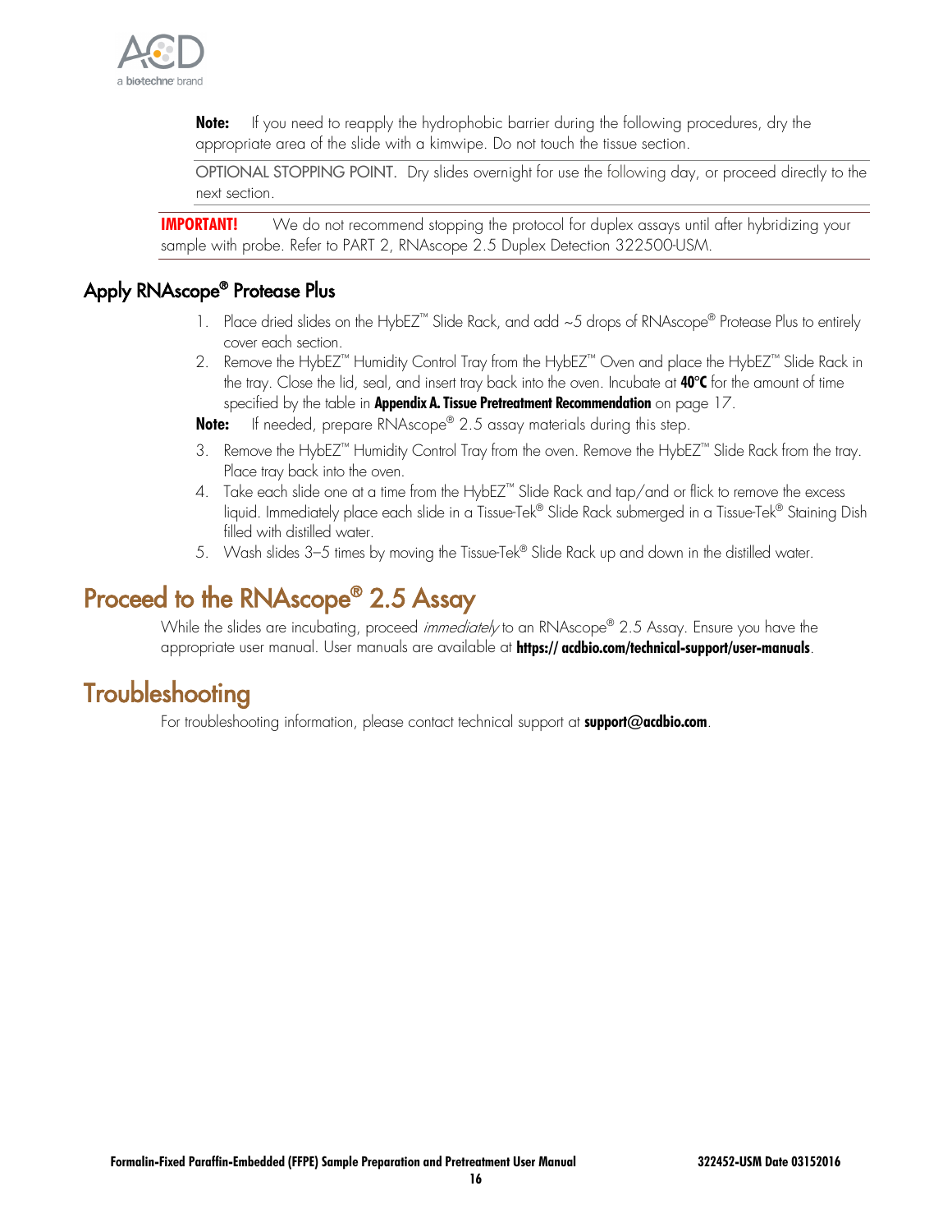**Note:** If you need to reapply the hydrophobic barrier during the following procedures, dry the appropriate area of the slide with a kimwipe. Do not touch the tissue section.

OPTIONAL STOPPING POINT. Dry slides overnight for use the following day, or proceed directly to the next section.

**IMPORTANT!** We do not recommend stopping the protocol for duplex assays until after hybridizing your sample with probe. Refer to PART 2, RNAscope 2.5 Duplex Detection 322500-USM.

## Apply RNAscope® Protease Plus

1. Place dried slides on the HybEZ™ Slide Rack, and add ~5 drops of RNAscope® Protease Plus to entirely cover each section.
2. Remove the HybEZ™ Humidity Control Tray from the HybEZ™ Oven and place the HybEZ™ Slide Rack in the tray. Close the lid, seal, and insert tray back into the oven. Incubate at **40°C** for the amount of time specified by the table in **Appendix A. Tissue Pretreatment Recommendation** on page 17.

**Note:** If needed, prepare RNAscope® 2.5 assay materials during this step.

3. Remove the HybEZ™ Humidity Control Tray from the oven. Remove the HybEZ™ Slide Rack from the tray. Place tray back into the oven.
4. Take each slide one at a time from the HybEZ™ Slide Rack and tap/and or flick to remove the excess liquid. Immediately place each slide in a Tissue-Tek® Slide Rack submerged in a Tissue-Tek® Staining Dish filled with distilled water.
5. Wash slides 3–5 times by moving the Tissue-Tek® Slide Rack up and down in the distilled water.

# Proceed to the RNAscope® 2.5 Assay

While the slides are incubating, proceed *immediately* to an RNAscope® 2.5 Assay. Ensure you have the appropriate user manual. User manuals are available at **https:// acdbio.com/technical-support/user-manuals**.

# Troubleshooting

For troubleshooting information, please contact technical support at **support@acdbio.com**.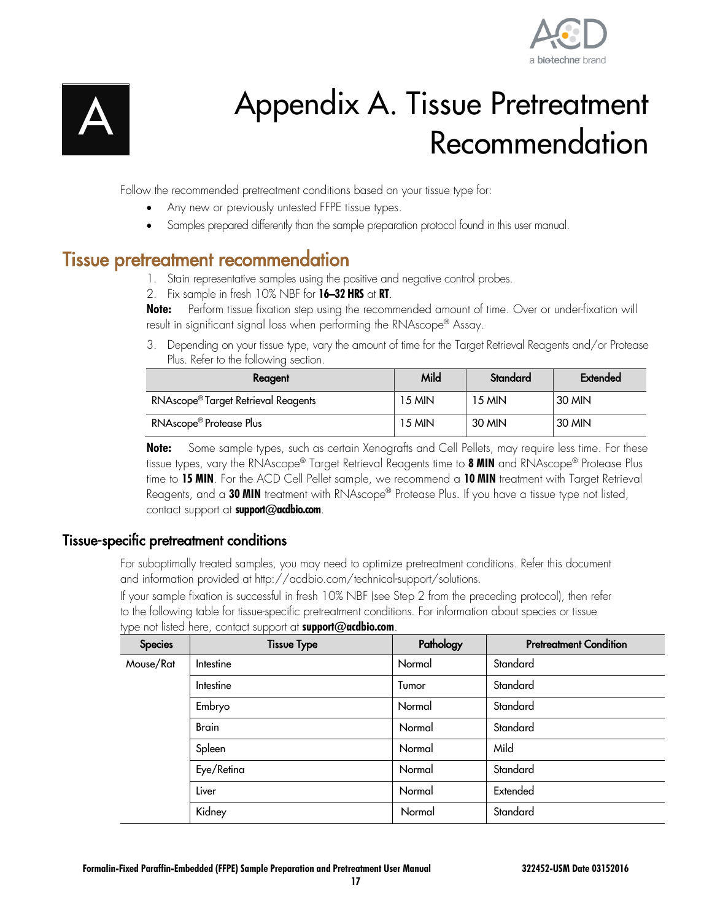# Appendix A. Tissue Pretreatment Recommendation

Follow the recommended pretreatment conditions based on your tissue type for:

- Any new or previously untested FFPE tissue types.
- Samples prepared differently than the sample preparation protocol found in this user manual.

## Tissue pretreatment recommendation

1. Stain representative samples using the positive and negative control probes.
2. Fix sample in fresh 10% NBF for **16–32 HRS** at **RT**.

**Note:** Perform tissue fixation step using the recommended amount of time. Over or under-fixation will result in significant signal loss when performing the RNAscope® Assay.

3. Depending on your tissue type, vary the amount of time for the Target Retrieval Reagents and/or Protease Plus. Refer to the following section.

| Reagent | Mild | Standard | Extended |
|---|---|---|---|
| RNAscope® Target Retrieval Reagents | 15 MIN | 15 MIN | 30 MIN |
| RNAscope® Protease Plus | 15 MIN | 30 MIN | 30 MIN |

**Note:** Some sample types, such as certain Xenografts and Cell Pellets, may require less time. For these tissue types, vary the RNAscope® Target Retrieval Reagents time to **8 MIN** and RNAscope® Protease Plus time to **15 MIN**. For the ACD Cell Pellet sample, we recommend a **10 MIN** treatment with Target Retrieval Reagents, and a **30 MIN** treatment with RNAscope® Protease Plus. If you have a tissue type not listed, contact support at **support@acdbio.com**.

### Tissue-specific pretreatment conditions

For suboptimally treated samples, you may need to optimize pretreatment conditions. Refer this document and information provided at http://acdbio.com/technical-support/solutions.

If your sample fixation is successful in fresh 10% NBF (see Step 2 from the preceding protocol), then refer to the following table for tissue-specific pretreatment conditions. For information about species or tissue type not listed here, contact support at **support@acdbio.com**.

| Species | Tissue Type | Pathology | Pretreatment Condition |
|---|---|---|---|
| Mouse/Rat | Intestine | Normal | Standard |
| | Intestine | Tumor | Standard |
| | Embryo | Normal | Standard |
| | Brain | Normal | Standard |
| | Spleen | Normal | Mild |
| | Eye/Retina | Normal | Standard |
| | Liver | Normal | Extended |
| | Kidney | Normal | Standard |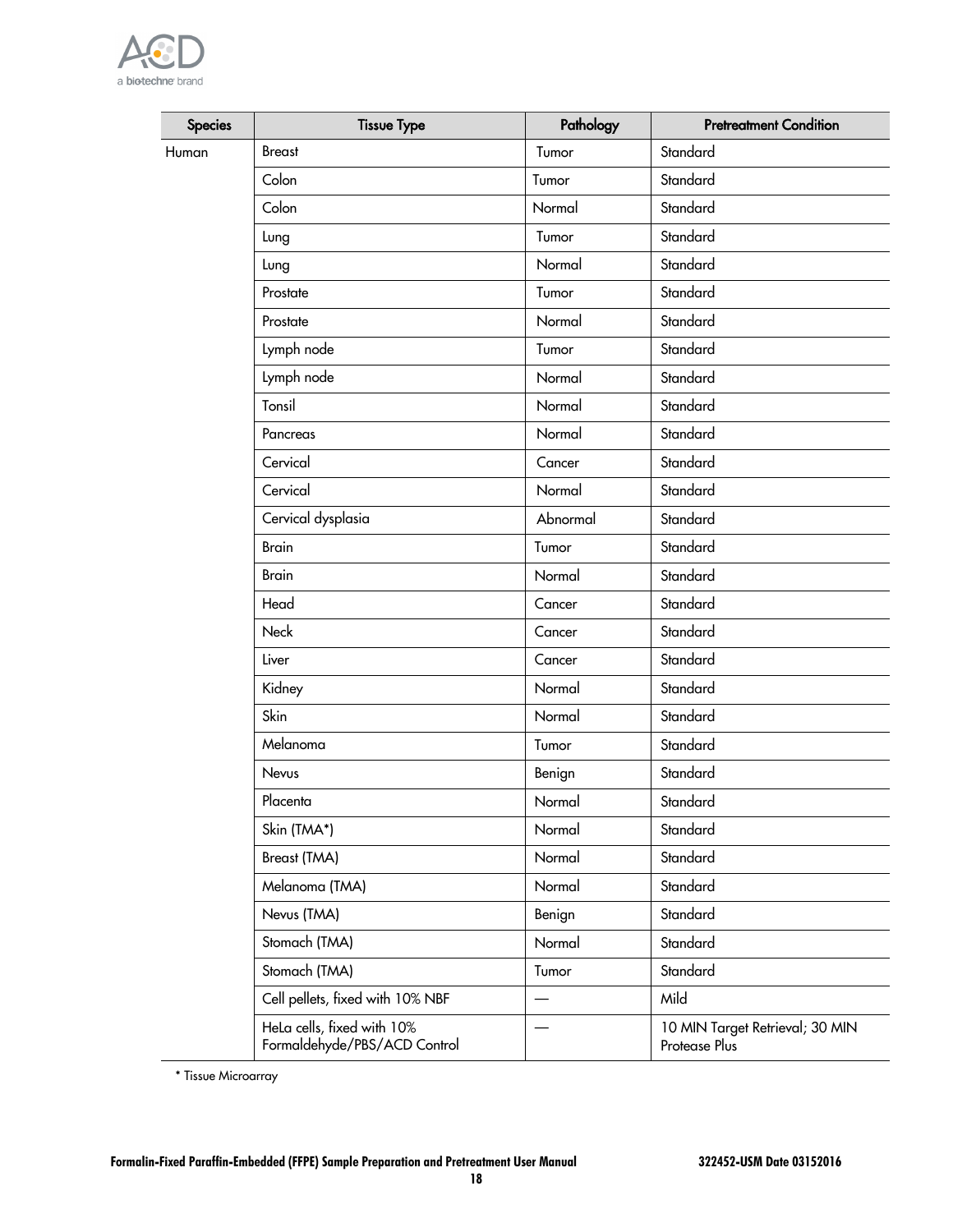| Species | Tissue Type | Pathology | Pretreatment Condition |
|---|---|---|---|
| Human | Breast | Tumor | Standard |
| | Colon | Tumor | Standard |
| | Colon | Normal | Standard |
| | Lung | Tumor | Standard |
| | Lung | Normal | Standard |
| | Prostate | Tumor | Standard |
| | Prostate | Normal | Standard |
| | Lymph node | Tumor | Standard |
| | Lymph node | Normal | Standard |
| | Tonsil | Normal | Standard |
| | Pancreas | Normal | Standard |
| | Cervical | Cancer | Standard |
| | Cervical | Normal | Standard |
| | Cervical dysplasia | Abnormal | Standard |
| | Brain | Tumor | Standard |
| | Brain | Normal | Standard |
| | Head | Cancer | Standard |
| | Neck | Cancer | Standard |
| | Liver | Cancer | Standard |
| | Kidney | Normal | Standard |
| | Skin | Normal | Standard |
| | Melanoma | Tumor | Standard |
| | Nevus | Benign | Standard |
| | Placenta | Normal | Standard |
| | Skin (TMA*) | Normal | Standard |
| | Breast (TMA) | Normal | Standard |
| | Melanoma (TMA) | Normal | Standard |
| | Nevus (TMA) | Benign | Standard |
| | Stomach (TMA) | Normal | Standard |
| | Stomach (TMA) | Tumor | Standard |
| | Cell pellets, fixed with 10% NBF | — | Mild |
| | HeLa cells, fixed with 10% Formaldehyde/PBS/ACD Control | — | 10 MIN Target Retrieval; 30 MIN Protease Plus |

* Tissue Microarray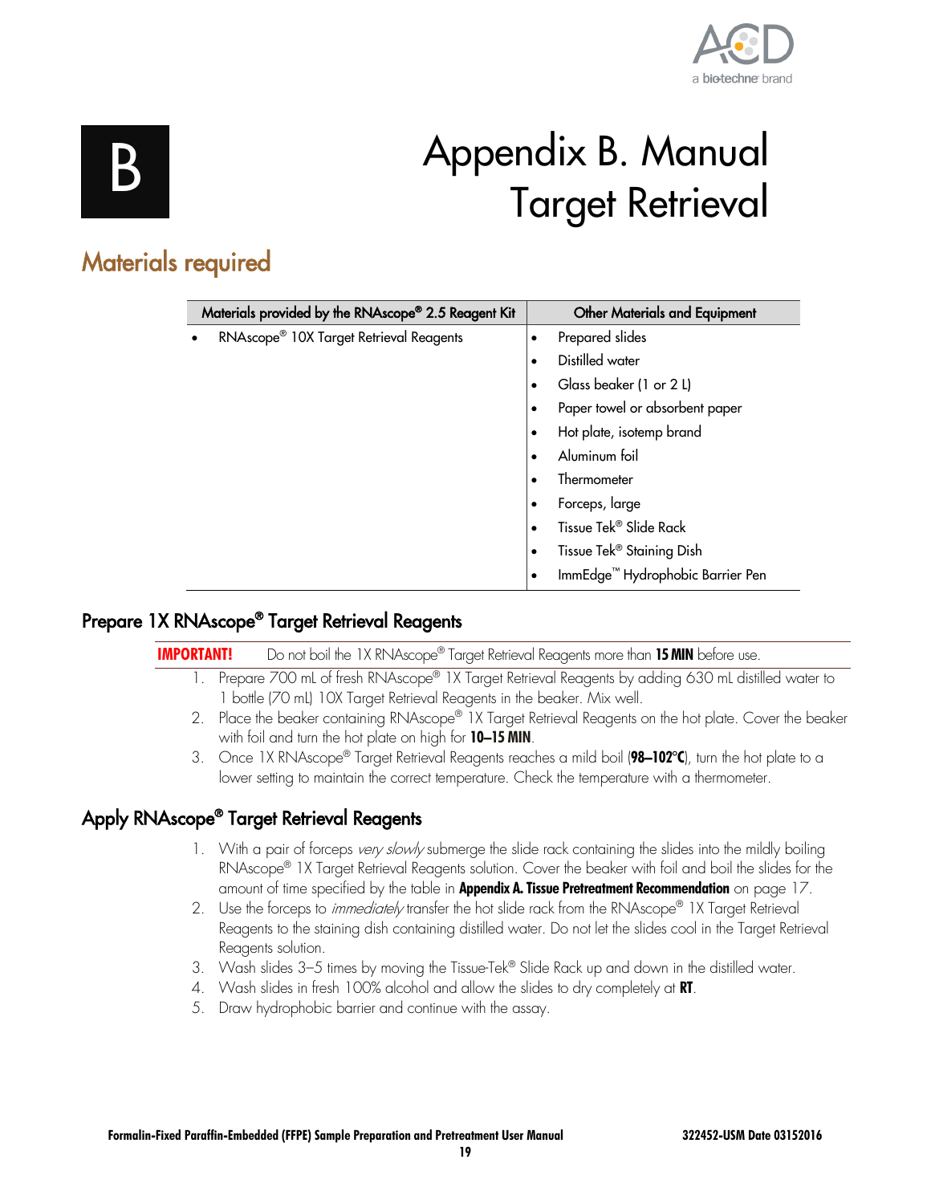B

# Appendix B. Manual Target Retrieval

## Materials required

| Materials provided by the RNAscope® 2.5 Reagent Kit | Other Materials and Equipment |
|---|---|
| • RNAscope® 10X Target Retrieval Reagents | • Prepared slides |
| | • Distilled water |
| | • Glass beaker (1 or 2 L) |
| | • Paper towel or absorbent paper |
| | • Hot plate, isotemp brand |
| | • Aluminum foil |
| | • Thermometer |
| | • Forceps, large |
| | • Tissue Tek® Slide Rack |
| | • Tissue Tek® Staining Dish |
| | • ImmEdge™ Hydrophobic Barrier Pen |

### Prepare 1X RNAscope® Target Retrieval Reagents

**IMPORTANT!** Do not boil the 1X RNAscope® Target Retrieval Reagents more than **15 MIN** before use.

1. Prepare 700 mL of fresh RNAscope® 1X Target Retrieval Reagents by adding 630 mL distilled water to 1 bottle (70 mL) 10X Target Retrieval Reagents in the beaker. Mix well.
2. Place the beaker containing RNAscope® 1X Target Retrieval Reagents on the hot plate. Cover the beaker with foil and turn the hot plate on high for **10–15 MIN**.
3. Once 1X RNAscope® Target Retrieval Reagents reaches a mild boil (**98–102°C**), turn the hot plate to a lower setting to maintain the correct temperature. Check the temperature with a thermometer.

### Apply RNAscope® Target Retrieval Reagents

1. With a pair of forceps *very slowly* submerge the slide rack containing the slides into the mildly boiling RNAscope® 1X Target Retrieval Reagents solution. Cover the beaker with foil and boil the slides for the amount of time specified by the table in **Appendix A. Tissue Pretreatment Recommendation** on page 17.
2. Use the forceps to *immediately* transfer the hot slide rack from the RNAscope® 1X Target Retrieval Reagents to the staining dish containing distilled water. Do not let the slides cool in the Target Retrieval Reagents solution.
3. Wash slides 3–5 times by moving the Tissue-Tek® Slide Rack up and down in the distilled water.
4. Wash slides in fresh 100% alcohol and allow the slides to dry completely at **RT**.
5. Draw hydrophobic barrier and continue with the assay.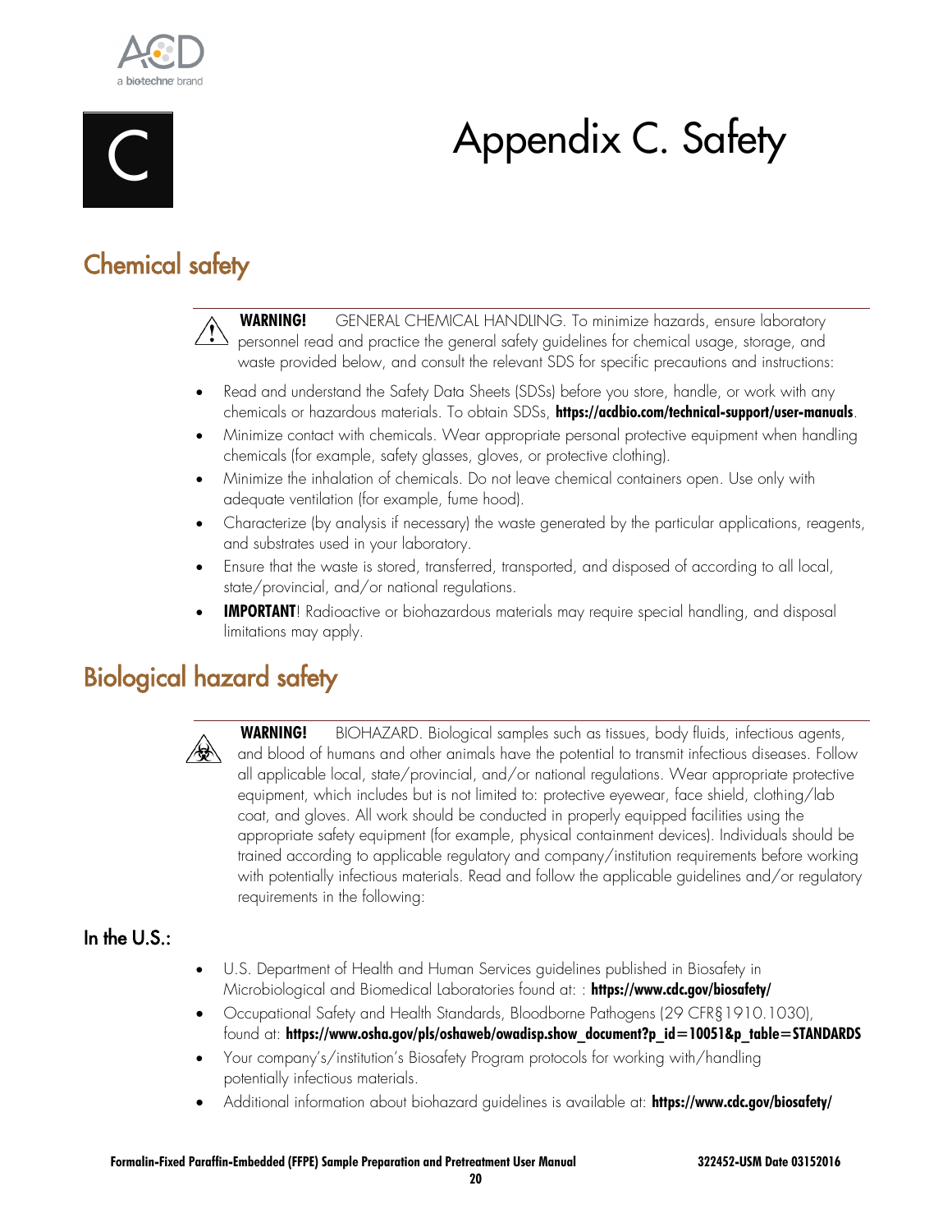# Appendix C. Safety

## Chemical safety

**WARNING!** GENERAL CHEMICAL HANDLING. To minimize hazards, ensure laboratory personnel read and practice the general safety guidelines for chemical usage, storage, and waste provided below, and consult the relevant SDS for specific precautions and instructions:

- Read and understand the Safety Data Sheets (SDSs) before you store, handle, or work with any chemicals or hazardous materials. To obtain SDSs, **https://acdbio.com/technical-support/user-manuals**.
- Minimize contact with chemicals. Wear appropriate personal protective equipment when handling chemicals (for example, safety glasses, gloves, or protective clothing).
- Minimize the inhalation of chemicals. Do not leave chemical containers open. Use only with adequate ventilation (for example, fume hood).
- Characterize (by analysis if necessary) the waste generated by the particular applications, reagents, and substrates used in your laboratory.
- Ensure that the waste is stored, transferred, transported, and disposed of according to all local, state/provincial, and/or national regulations.
- **IMPORTANT**! Radioactive or biohazardous materials may require special handling, and disposal limitations may apply.

## Biological hazard safety

**WARNING!** BIOHAZARD. Biological samples such as tissues, body fluids, infectious agents, and blood of humans and other animals have the potential to transmit infectious diseases. Follow all applicable local, state/provincial, and/or national regulations. Wear appropriate protective equipment, which includes but is not limited to: protective eyewear, face shield, clothing/lab coat, and gloves. All work should be conducted in properly equipped facilities using the appropriate safety equipment (for example, physical containment devices). Individuals should be trained according to applicable regulatory and company/institution requirements before working with potentially infectious materials. Read and follow the applicable guidelines and/or regulatory requirements in the following:

### In the U.S.:

- U.S. Department of Health and Human Services guidelines published in Biosafety in Microbiological and Biomedical Laboratories found at: : **https://www.cdc.gov/biosafety/**
- Occupational Safety and Health Standards, Bloodborne Pathogens (29 CFR§1910.1030), found at: **https://www.osha.gov/pls/oshaweb/owadisp.show_document?p_id=10051&p_table=STANDARDS**
- Your company's/institution's Biosafety Program protocols for working with/handling potentially infectious materials.
- Additional information about biohazard guidelines is available at: **https://www.cdc.gov/biosafety/**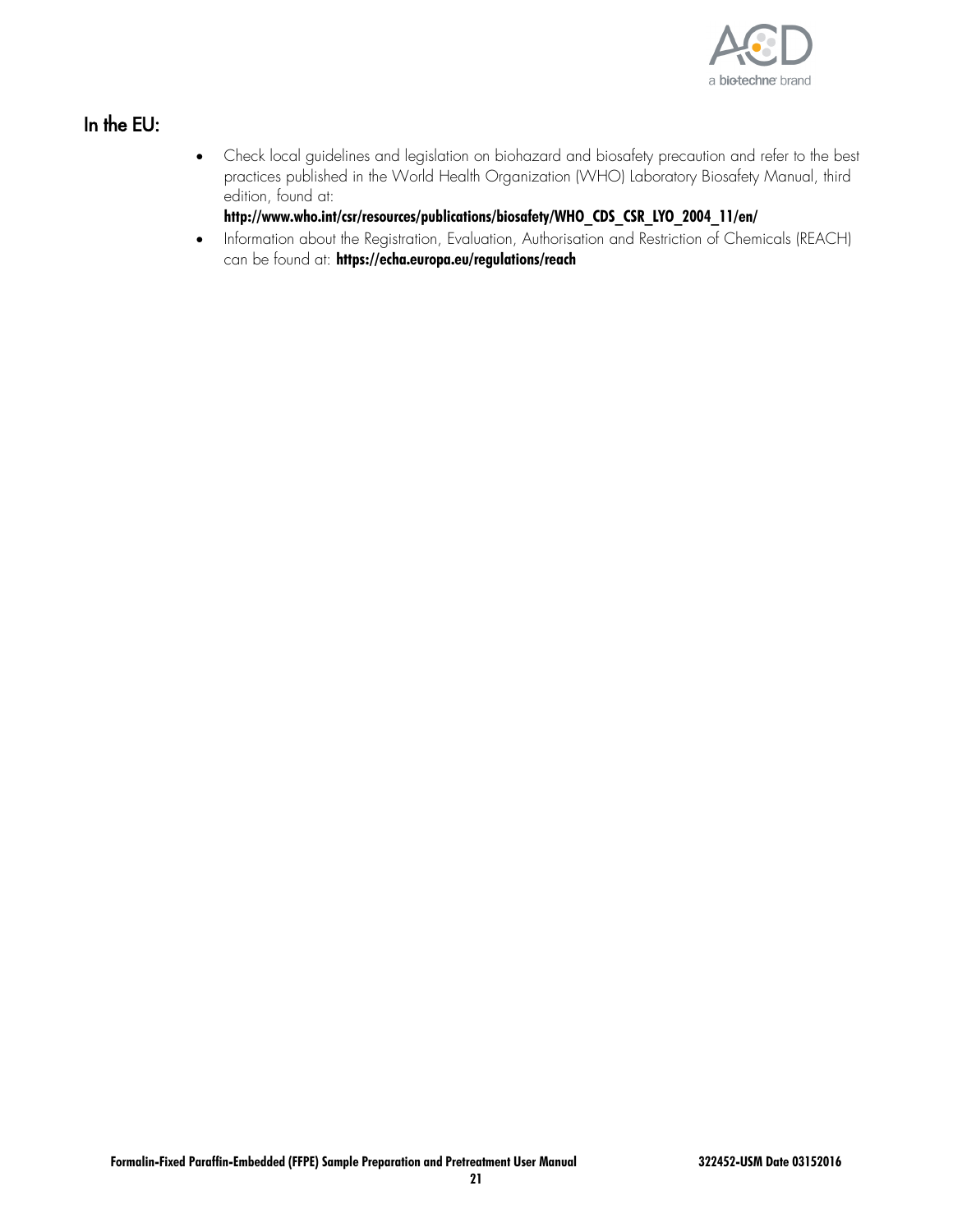## In the EU:

- Check local guidelines and legislation on biohazard and biosafety precaution and refer to the best practices published in the World Health Organization (WHO) Laboratory Biosafety Manual, third edition, found at:
  **http://www.who.int/csr/resources/publications/biosafety/WHO_CDS_CSR_LYO_2004_11/en/**
- Information about the Registration, Evaluation, Authorisation and Restriction of Chemicals (REACH) can be found at: **https://echa.europa.eu/regulations/reach**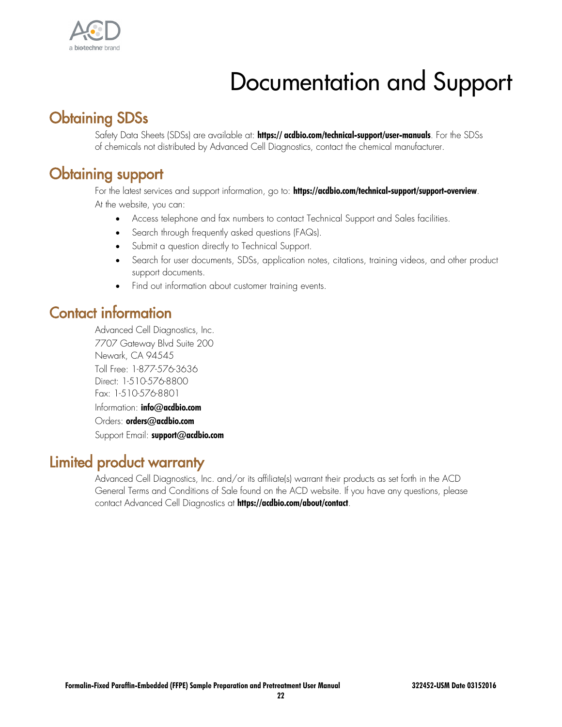# Documentation and Support

## Obtaining SDSs

Safety Data Sheets (SDSs) are available at: **https:// acdbio.com/technical-support/user-manuals**. For the SDSs of chemicals not distributed by Advanced Cell Diagnostics, contact the chemical manufacturer.

## Obtaining support

For the latest services and support information, go to: **https://acdbio.com/technical-support/support-overview**.

At the website, you can:

- Access telephone and fax numbers to contact Technical Support and Sales facilities.
- Search through frequently asked questions (FAQs).
- Submit a question directly to Technical Support.
- Search for user documents, SDSs, application notes, citations, training videos, and other product support documents.
- Find out information about customer training events.

## Contact information

Advanced Cell Diagnostics, Inc.
7707 Gateway Blvd Suite 200
Newark, CA 94545
Toll Free: 1-877-576-3636
Direct: 1-510-576-8800
Fax: 1-510-576-8801
Information: **info@acdbio.com**
Orders: **orders@acdbio.com**
Support Email: **support@acdbio.com**

## Limited product warranty

Advanced Cell Diagnostics, Inc. and/or its affiliate(s) warrant their products as set forth in the ACD General Terms and Conditions of Sale found on the ACD website. If you have any questions, please contact Advanced Cell Diagnostics at **https://acdbio.com/about/contact**.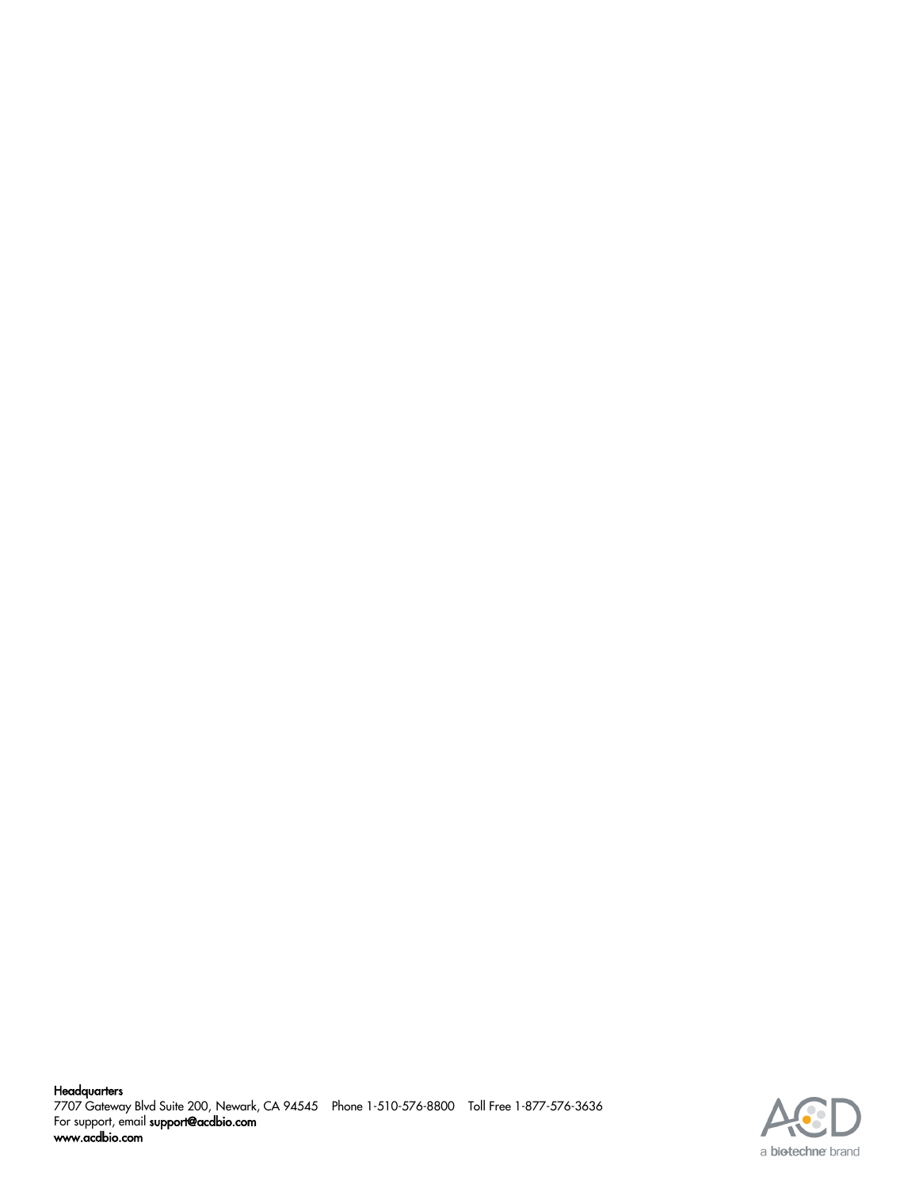**Headquarters**
7707 Gateway Blvd Suite 200, Newark, CA 94545 Phone 1-510-576-8800 Toll Free 1-877-576-3636
For support, email **support@acdbio.com**
**www.acdbio.com**

ACD
a bio-techne brand